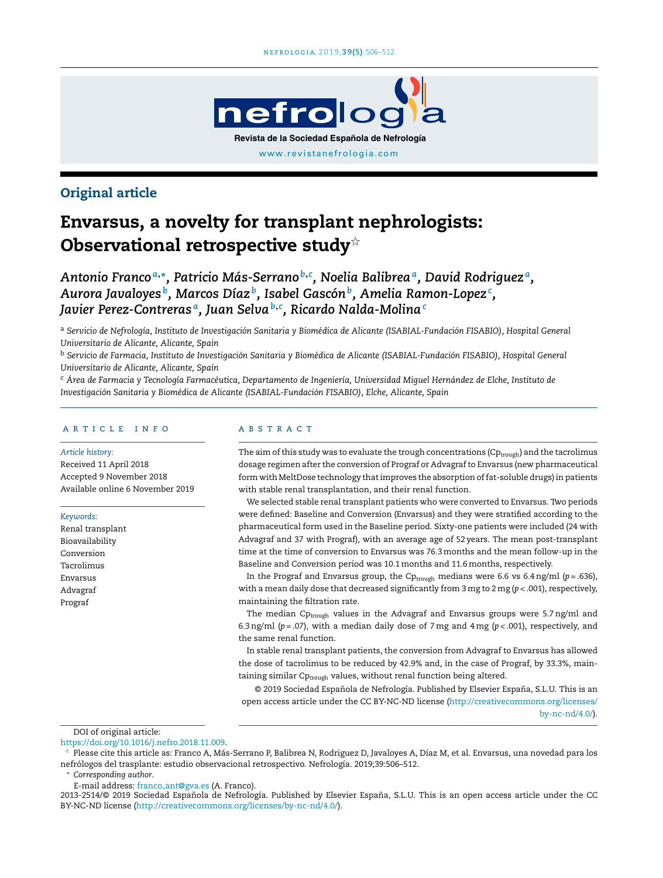Original article

# Envarsus, a novelty for transplant nephrologists: Observational retrospective study☆

*Antonio Franco*[a,*], *Patricio Más-Serrano*[b,c], *Noelia Balibrea*[a], *David Rodriguez*[a], *Aurora Javaloyes*[b], *Marcos Díaz*[b], *Isabel Gascón*[b], *Amelia Ramon-Lopez*[c], *Javier Perez-Contreras*[a], *Juan Selva*[b,c], *Ricardo Nalda-Molina*[c]

[a] *Servicio de Nefrología, Instituto de Investigación Sanitaria y Biomédica de Alicante (ISABIAL-Fundación FISABIO), Hospital General Universitario de Alicante, Alicante, Spain*

[b] *Servicio de Farmacia, Instituto de Investigación Sanitaria y Biomédica de Alicante (ISABIAL-Fundación FISABIO), Hospital General Universitario de Alicante, Alicante, Spain*

[c] *Área de Farmacia y Tecnología Farmacéutica, Departamento de Ingeniería, Universidad Miguel Hernández de Elche, Instituto de Investigación Sanitaria y Biomédica de Alicante (ISABIAL-Fundación FISABIO), Elche, Alicante, Spain*

## ARTICLE INFO

*Article history:*
Received 11 April 2018
Accepted 9 November 2018
Available online 6 November 2019

*Keywords:*
Renal transplant
Bioavailability
Conversion
Tacrolimus
Envarsus
Advagraf
Prograf

## ABSTRACT

The aim of this study was to evaluate the trough concentrations ($Cp_{trough}$) and the tacrolimus dosage regimen after the conversion of Prograf or Advagraf to Envarsus (new pharmaceutical form with MeltDose technology that improves the absorption of fat-soluble drugs) in patients with stable renal transplantation, and their renal function.

We selected stable renal transplant patients who were converted to Envarsus. Two periods were defined: Baseline and Conversion (Envarsus) and they were stratified according to the pharmaceutical form used in the Baseline period. Sixty-one patients were included (24 with Advagraf and 37 with Prograf), with an average age of 52 years. The mean post-transplant time at the time of conversion to Envarsus was 76.3 months and the mean follow-up in the Baseline and Conversion period was 10.1 months and 11.6 months, respectively.

In the Prograf and Envarsus group, the $Cp_{trough}$ medians were 6.6 vs 6.4 ng/ml ($p = .636$), with a mean daily dose that decreased significantly from 3 mg to 2 mg ($p < .001$), respectively, maintaining the filtration rate.

The median $Cp_{trough}$ values in the Advagraf and Envarsus groups were 5.7 ng/ml and 6.3 ng/ml ($p = .07$), with a median daily dose of 7 mg and 4 mg ($p < .001$), respectively, and the same renal function.

In stable renal transplant patients, the conversion from Advagraf to Envarsus has allowed the dose of tacrolimus to be reduced by 42.9% and, in the case of Prograf, by 33.3%, maintaining similar $Cp_{trough}$ values, without renal function being altered.

© 2019 Sociedad Española de Nefrología. Published by Elsevier España, S.L.U. This is an open access article under the CC BY-NC-ND license (http://creativecommons.org/licenses/by-nc-nd/4.0/).

DOI of original article:
https://doi.org/10.1016/j.nefro.2018.11.009.

☆ Please cite this article as: Franco A, Más-Serrano P, Balibrea N, Rodriguez D, Javaloyes A, Díaz M, et al. Envarsus, una novedad para los nefrólogos del trasplante: estudio observacional retrospectivo. Nefrología. 2019;39:506–512.

\* *Corresponding author.*
E-mail address: franco_ant@gva.es (A. Franco).

2013-2514/© 2019 Sociedad Española de Nefrología. Published by Elsevier España, S.L.U. This is an open access article under the CC BY-NC-ND license (http://creativecommons.org/licenses/by-nc-nd/4.0/).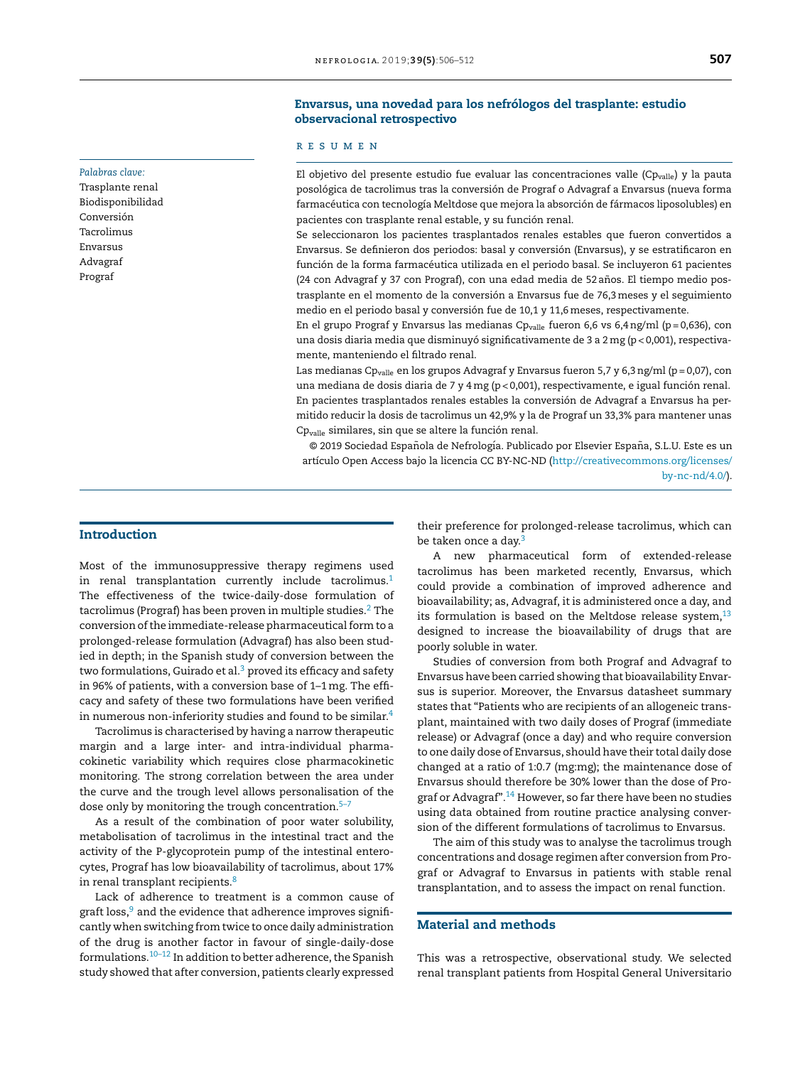## Envarsus, una novedad para los nefrólogos del trasplante: estudio observacional retrospectivo

### RESUMEN

*Palabras clave:*
Trasplante renal
Biodisponibilidad
Conversión
Tacrolimus
Envarsus
Advagraf
Prograf

El objetivo del presente estudio fue evaluar las concentraciones valle ($Cp_{valle}$) y la pauta posológica de tacrolimus tras la conversión de Prograf o Advagraf a Envarsus (nueva forma farmacéutica con tecnología Meltdose que mejora la absorción de fármacos liposolubles) en pacientes con trasplante renal estable, y su función renal.

Se seleccionaron los pacientes trasplantados renales estables que fueron convertidos a Envarsus. Se definieron dos periodos: basal y conversión (Envarsus), y se estratificaron en función de la forma farmacéutica utilizada en el periodo basal. Se incluyeron 61 pacientes (24 con Advagraf y 37 con Prograf), con una edad media de 52 años. El tiempo medio postrasplante en el momento de la conversión a Envarsus fue de 76,3 meses y el seguimiento medio en el periodo basal y conversión fue de 10,1 y 11,6 meses, respectivamente.

En el grupo Prograf y Envarsus las medianas $Cp_{valle}$ fueron 6,6 vs 6,4 ng/ml (p = 0,636), con una dosis diaria media que disminuyó significativamente de 3 a 2 mg (p < 0,001), respectivamente, manteniendo el filtrado renal.

Las medianas $Cp_{valle}$ en los grupos Advagraf y Envarsus fueron 5,7 y 6,3 ng/ml (p = 0,07), con una mediana de dosis diaria de 7 y 4 mg (p < 0,001), respectivamente, e igual función renal.

En pacientes trasplantados renales estables la conversión de Advagraf a Envarsus ha permitido reducir la dosis de tacrolimus un 42,9% y la de Prograf un 33,3% para mantener unas $Cp_{valle}$ similares, sin que se altere la función renal.

© 2019 Sociedad Española de Nefrología. Publicado por Elsevier España, S.L.U. Este es un artículo Open Access bajo la licencia CC BY-NC-ND (http://creativecommons.org/licenses/by-nc-nd/4.0/).

## Introduction

Most of the immunosuppressive therapy regimens used in renal transplantation currently include tacrolimus.[1] The effectiveness of the twice-daily-dose formulation of tacrolimus (Prograf) has been proven in multiple studies.[2] The conversion of the immediate-release pharmaceutical form to a prolonged-release formulation (Advagraf) has also been studied in depth; in the Spanish study of conversion between the two formulations, Guirado et al.[3] proved its efficacy and safety in 96% of patients, with a conversion base of 1–1 mg. The efficacy and safety of these two formulations have been verified in numerous non-inferiority studies and found to be similar.[4]

Tacrolimus is characterised by having a narrow therapeutic margin and a large inter- and intra-individual pharmacokinetic variability which requires close pharmacokinetic monitoring. The strong correlation between the area under the curve and the trough level allows personalisation of the dose only by monitoring the trough concentration.[5–7]

As a result of the combination of poor water solubility, metabolisation of tacrolimus in the intestinal tract and the activity of the P-glycoprotein pump of the intestinal enterocytes, Prograf has low bioavailability of tacrolimus, about 17% in renal transplant recipients.[8]

Lack of adherence to treatment is a common cause of graft loss,[9] and the evidence that adherence improves significantly when switching from twice to once daily administration of the drug is another factor in favour of single-daily-dose formulations.[10–12] In addition to better adherence, the Spanish study showed that after conversion, patients clearly expressed their preference for prolonged-release tacrolimus, which can be taken once a day.[3]

A new pharmaceutical form of extended-release tacrolimus has been marketed recently, Envarsus, which could provide a combination of improved adherence and bioavailability; as, Advagraf, it is administered once a day, and its formulation is based on the Meltdose release system,[13] designed to increase the bioavailability of drugs that are poorly soluble in water.

Studies of conversion from both Prograf and Advagraf to Envarsus have been carried showing that bioavailability Envarsus is superior. Moreover, the Envarsus datasheet summary states that "Patients who are recipients of an allogeneic transplant, maintained with two daily doses of Prograf (immediate release) or Advagraf (once a day) and who require conversion to one daily dose of Envarsus, should have their total daily dose changed at a ratio of 1:0.7 (mg:mg); the maintenance dose of Envarsus should therefore be 30% lower than the dose of Prograf or Advagraf".[14] However, so far there have been no studies using data obtained from routine practice analysing conversion of the different formulations of tacrolimus to Envarsus.

The aim of this study was to analyse the tacrolimus trough concentrations and dosage regimen after conversion from Prograf or Advagraf to Envarsus in patients with stable renal transplantation, and to assess the impact on renal function.

## Material and methods

This was a retrospective, observational study. We selected renal transplant patients from Hospital General Universitario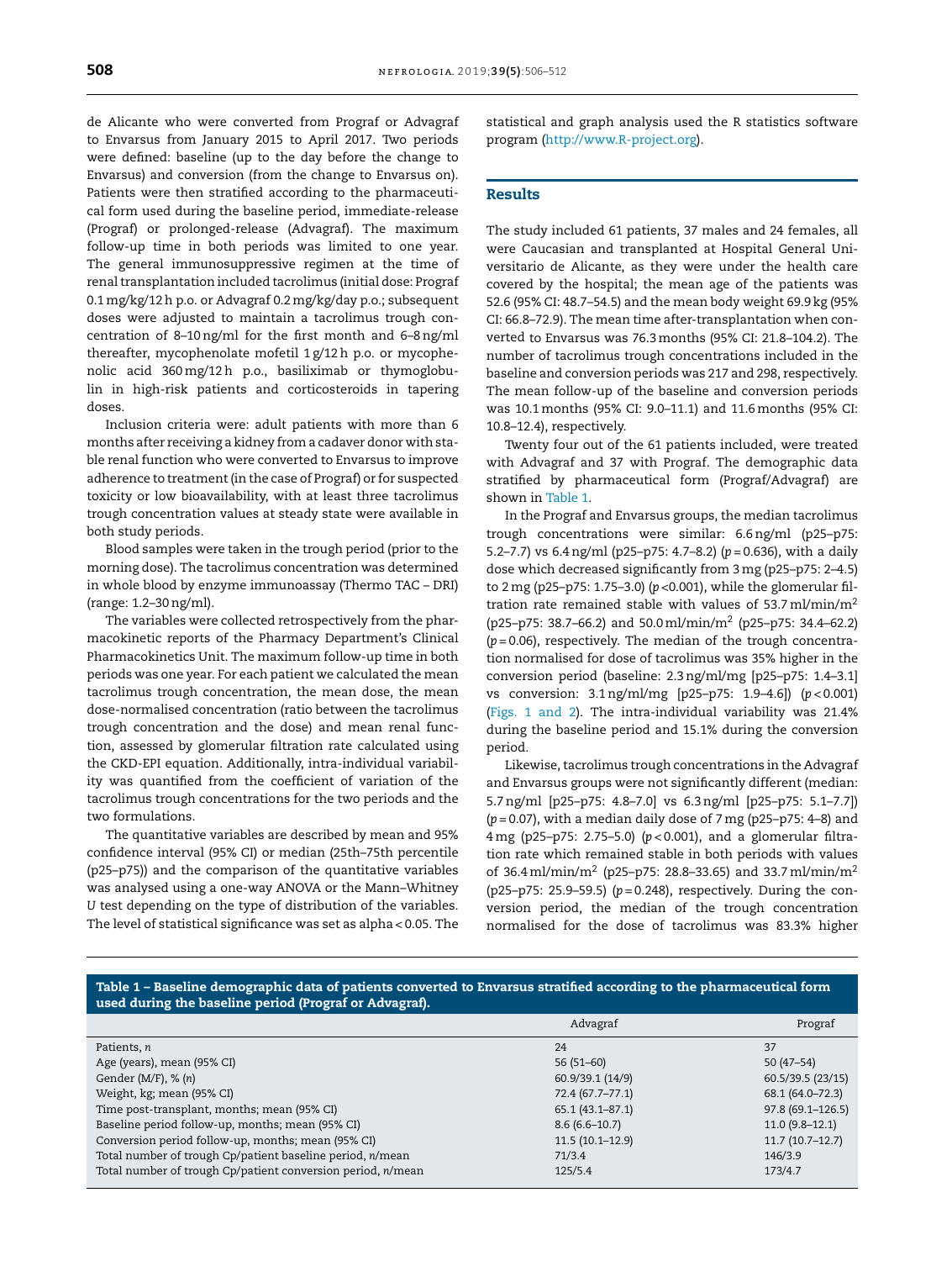de Alicante who were converted from Prograf or Advagraf to Envarsus from January 2015 to April 2017. Two periods were defined: baseline (up to the day before the change to Envarsus) and conversion (from the change to Envarsus on). Patients were then stratified according to the pharmaceutical form used during the baseline period, immediate-release (Prograf) or prolonged-release (Advagraf). The maximum follow-up time in both periods was limited to one year. The general immunosuppressive regimen at the time of renal transplantation included tacrolimus (initial dose: Prograf 0.1 mg/kg/12 h p.o. or Advagraf 0.2 mg/kg/day p.o.; subsequent doses were adjusted to maintain a tacrolimus trough concentration of 8–10 ng/ml for the first month and 6–8 ng/ml thereafter, mycophenolate mofetil 1 g/12 h p.o. or mycophenolic acid 360 mg/12 h p.o., basiliximab or thymoglobulin in high-risk patients and corticosteroids in tapering doses.

Inclusion criteria were: adult patients with more than 6 months after receiving a kidney from a cadaver donor with stable renal function who were converted to Envarsus to improve adherence to treatment (in the case of Prograf) or for suspected toxicity or low bioavailability, with at least three tacrolimus trough concentration values at steady state were available in both study periods.

Blood samples were taken in the trough period (prior to the morning dose). The tacrolimus concentration was determined in whole blood by enzyme immunoassay (Thermo TAC – DRI) (range: 1.2–30 ng/ml).

The variables were collected retrospectively from the pharmacokinetic reports of the Pharmacy Department's Clinical Pharmacokinetics Unit. The maximum follow-up time in both periods was one year. For each patient we calculated the mean tacrolimus trough concentration, the mean dose, the mean dose-normalised concentration (ratio between the tacrolimus trough concentration and the dose) and mean renal function, assessed by glomerular filtration rate calculated using the CKD-EPI equation. Additionally, intra-individual variability was quantified from the coefficient of variation of the tacrolimus trough concentrations for the two periods and the two formulations.

The quantitative variables are described by mean and 95% confidence interval (95% CI) or median (25th–75th percentile (p25–p75)) and the comparison of the quantitative variables was analysed using a one-way ANOVA or the Mann–Whitney *U* test depending on the type of distribution of the variables. The level of statistical significance was set as alpha < 0.05. The statistical and graph analysis used the R statistics software program (http://www.R-project.org).

## Results

The study included 61 patients, 37 males and 24 females, all were Caucasian and transplanted at Hospital General Universitario de Alicante, as they were under the health care covered by the hospital; the mean age of the patients was 52.6 (95% CI: 48.7–54.5) and the mean body weight 69.9 kg (95% CI: 66.8–72.9). The mean time after-transplantation when converted to Envarsus was 76.3 months (95% CI: 21.8–104.2). The number of tacrolimus trough concentrations included in the baseline and conversion periods was 217 and 298, respectively. The mean follow-up of the baseline and conversion periods was 10.1 months (95% CI: 9.0–11.1) and 11.6 months (95% CI: 10.8–12.4), respectively.

Twenty four out of the 61 patients included, were treated with Advagraf and 37 with Prograf. The demographic data stratified by pharmaceutical form (Prograf/Advagraf) are shown in Table 1.

In the Prograf and Envarsus groups, the median tacrolimus trough concentrations were similar: 6.6 ng/ml (p25–p75: 5.2–7.7) vs 6.4 ng/ml (p25–p75: 4.7–8.2) ($p = 0.636$), with a daily dose which decreased significantly from 3 mg (p25–p75: 2–4.5) to 2 mg (p25–p75: 1.75–3.0) ($p < 0.001$), while the glomerular filtration rate remained stable with values of 53.7 ml/min/m$^2$ (p25–p75: 38.7–66.2) and 50.0 ml/min/m$^2$ (p25–p75: 34.4–62.2) ($p = 0.06$), respectively. The median of the trough concentration normalised for dose of tacrolimus was 35% higher in the conversion period (baseline: 2.3 ng/ml/mg [p25–p75: 1.4–3.1] vs conversion: 3.1 ng/ml/mg [p25–p75: 1.9–4.6]) ($p < 0.001$) (Figs. 1 and 2). The intra-individual variability was 21.4% during the baseline period and 15.1% during the conversion period.

Likewise, tacrolimus trough concentrations in the Advagraf and Envarsus groups were not significantly different (median: 5.7 ng/ml [p25–p75: 4.8–7.0] vs 6.3 ng/ml [p25–p75: 5.1–7.7]) ($p = 0.07$), with a median daily dose of 7 mg (p25–p75: 4–8) and 4 mg (p25–p75: 2.75–5.0) ($p < 0.001$), and a glomerular filtration rate which remained stable in both periods with values of 36.4 ml/min/m$^2$ (p25–p75: 28.8–33.65) and 33.7 ml/min/m$^2$ (p25–p75: 25.9–59.5) ($p = 0.248$), respectively. During the conversion period, the median of the trough concentration normalised for the dose of tacrolimus was 83.3% higher

**Table 1 – Baseline demographic data of patients converted to Envarsus stratified according to the pharmaceutical form used during the baseline period (Prograf or Advagraf).**

| | Advagraf | Prograf |
|---|---|---|
| Patients, *n* | 24 | 37 |
| Age (years), mean (95% CI) | 56 (51–60) | 50 (47–54) |
| Gender (M/F), % (*n*) | 60.9/39.1 (14/9) | 60.5/39.5 (23/15) |
| Weight, kg; mean (95% CI) | 72.4 (67.7–77.1) | 68.1 (64.0–72.3) |
| Time post-transplant, months; mean (95% CI) | 65.1 (43.1–87.1) | 97.8 (69.1–126.5) |
| Baseline period follow-up, months; mean (95% CI) | 8.6 (6.6–10.7) | 11.0 (9.8–12.1) |
| Conversion period follow-up, months; mean (95% CI) | 11.5 (10.1–12.9) | 11.7 (10.7–12.7) |
| Total number of trough Cp/patient baseline period, *n*/mean | 71/3.4 | 146/3.9 |
| Total number of trough Cp/patient conversion period, *n*/mean | 125/5.4 | 173/4.7 |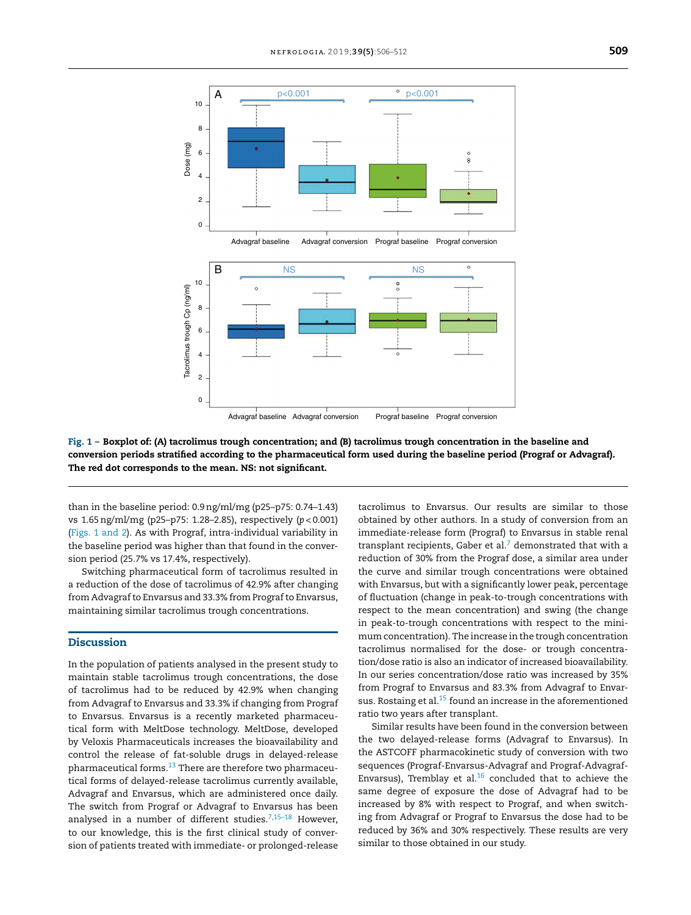A
p<0.001
p<0.001
Dose (mg)
0
2
4
6
8
10
Advagraf baseline
Advagraf conversion
Prograf baseline
Prograf conversion

B
NS
NS
Tacrolimus trough Cp (ng/ml)
0
2
4
6
8
10
Advagraf baseline
Advagraf conversion
Prograf baseline
Prograf conversion

**Fig. 1 – Boxplot of: (A) tacrolimus trough concentration; and (B) tacrolimus trough concentration in the baseline and conversion periods stratified according to the pharmaceutical form used during the baseline period (Prograf or Advagraf). The red dot corresponds to the mean. NS: not significant.**

than in the baseline period: 0.9 ng/ml/mg (p25–p75: 0.74–1.43) vs 1.65 ng/ml/mg (p25–p75: 1.28–2.85), respectively ($p < 0.001$) (Figs. 1 and 2). As with Prograf, intra-individual variability in the baseline period was higher than that found in the conversion period (25.7% vs 17.4%, respectively).

Switching pharmaceutical form of tacrolimus resulted in a reduction of the dose of tacrolimus of 42.9% after changing from Advagraf to Envarsus and 33.3% from Prograf to Envarsus, maintaining similar tacrolimus trough concentrations.

## Discussion

In the population of patients analysed in the present study to maintain stable tacrolimus trough concentrations, the dose of tacrolimus had to be reduced by 42.9% when changing from Advagraf to Envarsus and 33.3% if changing from Prograf to Envarsus. Envarsus is a recently marketed pharmaceutical form with MeltDose technology. MeltDose, developed by Veloxis Pharmaceuticals increases the bioavailability and control the release of fat-soluble drugs in delayed-release pharmaceutical forms.[13] There are therefore two pharmaceutical forms of delayed-release tacrolimus currently available, Advagraf and Envarsus, which are administered once daily. The switch from Prograf or Advagraf to Envarsus has been analysed in a number of different studies.[7,15–18] However, to our knowledge, this is the first clinical study of conversion of patients treated with immediate- or prolonged-release tacrolimus to Envarsus. Our results are similar to those obtained by other authors. In a study of conversion from an immediate-release form (Prograf) to Envarsus in stable renal transplant recipients, Gaber et al.[7] demonstrated that with a reduction of 30% from the Prograf dose, a similar area under the curve and similar trough concentrations were obtained with Envarsus, but with a significantly lower peak, percentage of fluctuation (change in peak-to-trough concentrations with respect to the mean concentration) and swing (the change in peak-to-trough concentrations with respect to the minimum concentration). The increase in the trough concentration tacrolimus normalised for the dose- or trough concentration/dose ratio is also an indicator of increased bioavailability. In our series concentration/dose ratio was increased by 35% from Prograf to Envarsus and 83.3% from Advagraf to Envarsus. Rostaing et al.[15] found an increase in the aforementioned ratio two years after transplant.

Similar results have been found in the conversion between the two delayed-release forms (Advagraf to Envarsus). In the ASTCOFF pharmacokinetic study of conversion with two sequences (Prograf-Envarsus-Advagraf and Prograf-Advagraf-Envarsus), Tremblay et al.[16] concluded that to achieve the same degree of exposure the dose of Advagraf had to be increased by 8% with respect to Prograf, and when switching from Advagraf or Prograf to Envarsus the dose had to be reduced by 36% and 30% respectively. These results are very similar to those obtained in our study.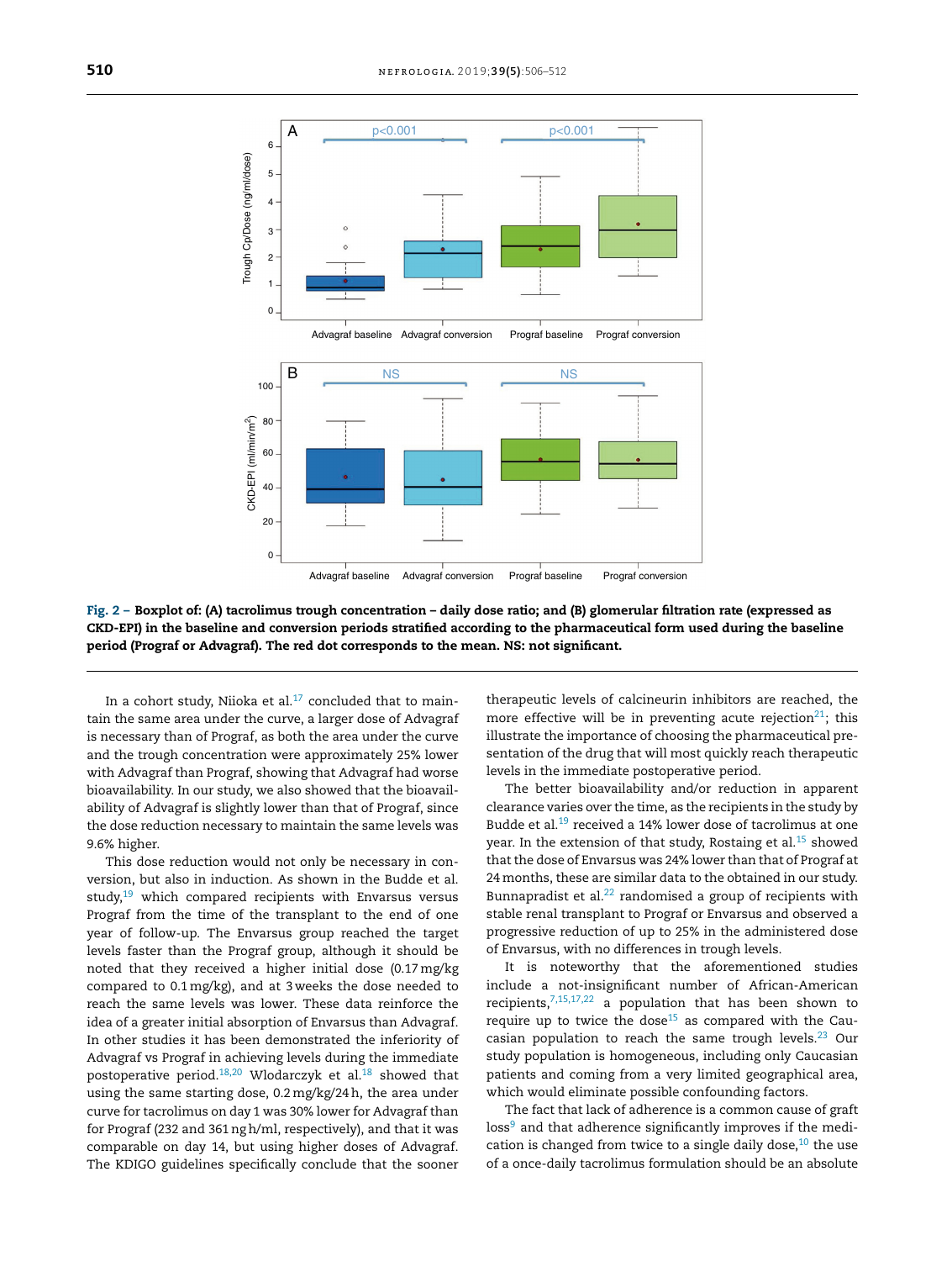A

p<0.001

p<0.001

Trough Cp/Dose (ng/ml/dose)

0 1 2 3 4 5 6

Advagraf baseline Advagraf conversion Prograf baseline Prograf conversion

B

NS

NS

CKD-EPI (ml/min/m$^2$)

0 20 40 60 80 100

Advagraf baseline Advagraf conversion Prograf baseline Prograf conversion

**Fig. 2 – Boxplot of: (A) tacrolimus trough concentration – daily dose ratio; and (B) glomerular filtration rate (expressed as CKD-EPI) in the baseline and conversion periods stratified according to the pharmaceutical form used during the baseline period (Prograf or Advagraf). The red dot corresponds to the mean. NS: not significant.**

In a cohort study, Niioka et al.[17] concluded that to maintain the same area under the curve, a larger dose of Advagraf is necessary than of Prograf, as both the area under the curve and the trough concentration were approximately 25% lower with Advagraf than Prograf, showing that Advagraf had worse bioavailability. In our study, we also showed that the bioavailability of Advagraf is slightly lower than that of Prograf, since the dose reduction necessary to maintain the same levels was 9.6% higher.

This dose reduction would not only be necessary in conversion, but also in induction. As shown in the Budde et al. study,[19] which compared recipients with Envarsus versus Prograf from the time of the transplant to the end of one year of follow-up. The Envarsus group reached the target levels faster than the Prograf group, although it should be noted that they received a higher initial dose (0.17 mg/kg compared to 0.1 mg/kg), and at 3 weeks the dose needed to reach the same levels was lower. These data reinforce the idea of a greater initial absorption of Envarsus than Advagraf. In other studies it has been demonstrated the inferiority of Advagraf vs Prograf in achieving levels during the immediate postoperative period.[18,20] Wlodarczyk et al.[18] showed that using the same starting dose, 0.2 mg/kg/24 h, the area under curve for tacrolimus on day 1 was 30% lower for Advagraf than for Prograf (232 and 361 ng h/ml, respectively), and that it was comparable on day 14, but using higher doses of Advagraf. The KDIGO guidelines specifically conclude that the sooner therapeutic levels of calcineurin inhibitors are reached, the more effective will be in preventing acute rejection[21]; this illustrate the importance of choosing the pharmaceutical presentation of the drug that will most quickly reach therapeutic levels in the immediate postoperative period.

The better bioavailability and/or reduction in apparent clearance varies over the time, as the recipients in the study by Budde et al.[19] received a 14% lower dose of tacrolimus at one year. In the extension of that study, Rostaing et al.[15] showed that the dose of Envarsus was 24% lower than that of Prograf at 24 months, these are similar data to the obtained in our study. Bunnapradist et al.[22] randomised a group of recipients with stable renal transplant to Prograf or Envarsus and observed a progressive reduction of up to 25% in the administered dose of Envarsus, with no differences in trough levels.

It is noteworthy that the aforementioned studies include a not-insignificant number of African-American recipients,[7,15,17,22] a population that has been shown to require up to twice the dose[15] as compared with the Caucasian population to reach the same trough levels.[23] Our study population is homogeneous, including only Caucasian patients and coming from a very limited geographical area, which would eliminate possible confounding factors.

The fact that lack of adherence is a common cause of graft loss[9] and that adherence significantly improves if the medication is changed from twice to a single daily dose,[10] the use of a once-daily tacrolimus formulation should be an absolute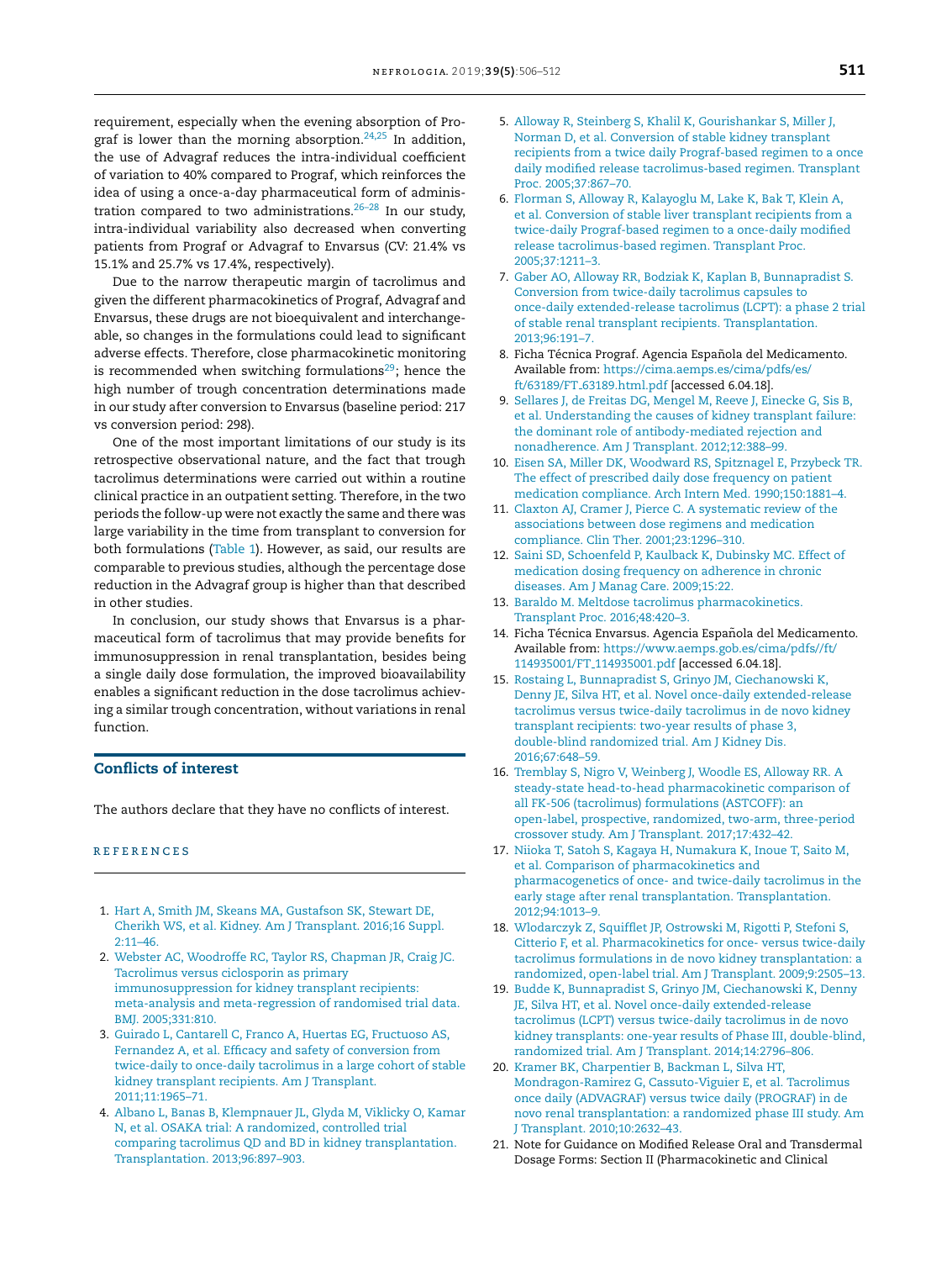requirement, especially when the evening absorption of Prograf is lower than the morning absorption.[24,25] In addition, the use of Advagraf reduces the intra-individual coefficient of variation to 40% compared to Prograf, which reinforces the idea of using a once-a-day pharmaceutical form of administration compared to two administrations.[26–28] In our study, intra-individual variability also decreased when converting patients from Prograf or Advagraf to Envarsus (CV: 21.4% vs 15.1% and 25.7% vs 17.4%, respectively).

Due to the narrow therapeutic margin of tacrolimus and given the different pharmacokinetics of Prograf, Advagraf and Envarsus, these drugs are not bioequivalent and interchangeable, so changes in the formulations could lead to significant adverse effects. Therefore, close pharmacokinetic monitoring is recommended when switching formulations[29]; hence the high number of trough concentration determinations made in our study after conversion to Envarsus (baseline period: 217 vs conversion period: 298).

One of the most important limitations of our study is its retrospective observational nature, and the fact that trough tacrolimus determinations were carried out within a routine clinical practice in an outpatient setting. Therefore, in the two periods the follow-up were not exactly the same and there was large variability in the time from transplant to conversion for both formulations (Table 1). However, as said, our results are comparable to previous studies, although the percentage dose reduction in the Advagraf group is higher than that described in other studies.

In conclusion, our study shows that Envarsus is a pharmaceutical form of tacrolimus that may provide benefits for immunosuppression in renal transplantation, besides being a single daily dose formulation, the improved bioavailability enables a significant reduction in the dose tacrolimus achieving a similar trough concentration, without variations in renal function.

## Conflicts of interest

The authors declare that they have no conflicts of interest.

## REFERENCES

1. Hart A, Smith JM, Skeans MA, Gustafson SK, Stewart DE, Cherikh WS, et al. Kidney. Am J Transplant. 2016;16 Suppl. 2:11–46.
2. Webster AC, Woodroffe RC, Taylor RS, Chapman JR, Craig JC. Tacrolimus versus ciclosporin as primary immunosuppression for kidney transplant recipients: meta-analysis and meta-regression of randomised trial data. BMJ. 2005;331:810.
3. Guirado L, Cantarell C, Franco A, Huertas EG, Fructuoso AS, Fernandez A, et al. Efficacy and safety of conversion from twice-daily to once-daily tacrolimus in a large cohort of stable kidney transplant recipients. Am J Transplant. 2011;11:1965–71.
4. Albano L, Banas B, Klempnauer JL, Glyda M, Viklicky O, Kamar N, et al. OSAKA trial: A randomized, controlled trial comparing tacrolimus QD and BD in kidney transplantation. Transplantation. 2013;96:897–903.
5. Alloway R, Steinberg S, Khalil K, Gourishankar S, Miller J, Norman D, et al. Conversion of stable kidney transplant recipients from a twice daily Prograf-based regimen to a once daily modified release tacrolimus-based regimen. Transplant Proc. 2005;37:867–70.
6. Florman S, Alloway R, Kalayoglu M, Lake K, Bak T, Klein A, et al. Conversion of stable liver transplant recipients from a twice-daily Prograf-based regimen to a once-daily modified release tacrolimus-based regimen. Transplant Proc. 2005;37:1211–3.
7. Gaber AO, Alloway RR, Bodziak K, Kaplan B, Bunnapradist S. Conversion from twice-daily tacrolimus capsules to once-daily extended-release tacrolimus (LCPT): a phase 2 trial of stable renal transplant recipients. Transplantation. 2013;96:191–7.
8. Ficha Técnica Prograf. Agencia Española del Medicamento. Available from: https://cima.aemps.es/cima/pdfs/es/ft/63189/FT_63189.html.pdf [accessed 6.04.18].
9. Sellares J, de Freitas DG, Mengel M, Reeve J, Einecke G, Sis B, et al. Understanding the causes of kidney transplant failure: the dominant role of antibody-mediated rejection and nonadherence. Am J Transplant. 2012;12:388–99.
10. Eisen SA, Miller DK, Woodward RS, Spitznagel E, Przybeck TR. The effect of prescribed daily dose frequency on patient medication compliance. Arch Intern Med. 1990;150:1881–4.
11. Claxton AJ, Cramer J, Pierce C. A systematic review of the associations between dose regimens and medication compliance. Clin Ther. 2001;23:1296–310.
12. Saini SD, Schoenfeld P, Kaulback K, Dubinsky MC. Effect of medication dosing frequency on adherence in chronic diseases. Am J Manag Care. 2009;15:22.
13. Baraldo M. Meltdose tacrolimus pharmacokinetics. Transplant Proc. 2016;48:420–3.
14. Ficha Técnica Envarsus. Agencia Española del Medicamento. Available from: https://www.aemps.gob.es/cima/pdfs//ft/114935001/FT_114935001.pdf [accessed 6.04.18].
15. Rostaing L, Bunnapradist S, Grinyo JM, Ciechanowski K, Denny JE, Silva HT, et al. Novel once-daily extended-release tacrolimus versus twice-daily tacrolimus in de novo kidney transplant recipients: two-year results of phase 3, double-blind randomized trial. Am J Kidney Dis. 2016;67:648–59.
16. Tremblay S, Nigro V, Weinberg J, Woodle ES, Alloway RR. A steady-state head-to-head pharmacokinetic comparison of all FK-506 (tacrolimus) formulations (ASTCOFF): an open-label, prospective, randomized, two-arm, three-period crossover study. Am J Transplant. 2017;17:432–42.
17. Niioka T, Satoh S, Kagaya H, Numakura K, Inoue T, Saito M, et al. Comparison of pharmacokinetics and pharmacogenetics of once- and twice-daily tacrolimus in the early stage after renal transplantation. Transplantation. 2012;94:1013–9.
18. Wlodarczyk Z, Squifflet JP, Ostrowski M, Rigotti P, Stefoni S, Citterio F, et al. Pharmacokinetics for once- versus twice-daily tacrolimus formulations in de novo kidney transplantation: a randomized, open-label trial. Am J Transplant. 2009;9:2505–13.
19. Budde K, Bunnapradist S, Grinyo JM, Ciechanowski K, Denny JE, Silva HT, et al. Novel once-daily extended-release tacrolimus (LCPT) versus twice-daily tacrolimus in de novo kidney transplants: one-year results of Phase III, double-blind, randomized trial. Am J Transplant. 2014;14:2796–806.
20. Kramer BK, Charpentier B, Backman L, Silva HT, Mondragon-Ramirez G, Cassuto-Viguier E, et al. Tacrolimus once daily (ADVAGRAF) versus twice daily (PROGRAF) in de novo renal transplantation: a randomized phase III study. Am J Transplant. 2010;10:2632–43.
21. Note for Guidance on Modified Release Oral and Transdermal Dosage Forms: Section II (Pharmacokinetic and Clinical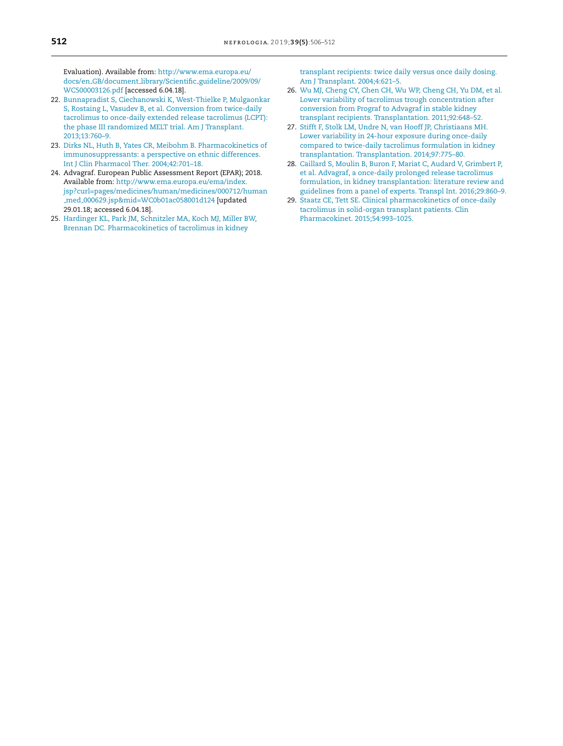Evaluation). Available from: http://www.ema.europa.eu/docs/en_GB/document_library/Scientific_guideline/2009/09/WC500003126.pdf [accessed 6.04.18].

22. Bunnapradist S, Ciechanowski K, West-Thielke P, Mulgaonkar S, Rostaing L, Vasudev B, et al. Conversion from twice-daily tacrolimus to once-daily extended release tacrolimus (LCPT): the phase III randomized MELT trial. Am J Transplant. 2013;13:760–9.
23. Dirks NL, Huth B, Yates CR, Meibohm B. Pharmacokinetics of immunosuppressants: a perspective on ethnic differences. Int J Clin Pharmacol Ther. 2004;42:701–18.
24. Advagraf. European Public Assessment Report (EPAR); 2018. Available from: http://www.ema.europa.eu/ema/index.jsp?curl=pages/medicines/human/medicines/000712/human_med_000629.jsp&mid=WC0b01ac058001d124 [updated 29.01.18; accessed 6.04.18].
25. Hardinger KL, Park JM, Schnitzler MA, Koch MJ, Miller BW, Brennan DC. Pharmacokinetics of tacrolimus in kidney transplant recipients: twice daily versus once daily dosing. Am J Transplant. 2004;4:621–5.
26. Wu MJ, Cheng CY, Chen CH, Wu WP, Cheng CH, Yu DM, et al. Lower variability of tacrolimus trough concentration after conversion from Prograf to Advagraf in stable kidney transplant recipients. Transplantation. 2011;92:648–52.
27. Stifft F, Stolk LM, Undre N, van Hooff JP, Christiaans MH. Lower variability in 24-hour exposure during once-daily compared to twice-daily tacrolimus formulation in kidney transplantation. Transplantation. 2014;97:775–80.
28. Caillard S, Moulin B, Buron F, Mariat C, Audard V, Grimbert P, et al. Advagraf, a once-daily prolonged release tacrolimus formulation, in kidney transplantation: literature review and guidelines from a panel of experts. Transpl Int. 2016;29:860–9.
29. Staatz CE, Tett SE. Clinical pharmacokinetics of once-daily tacrolimus in solid-organ transplant patients. Clin Pharmacokinet. 2015;54:993–1025.